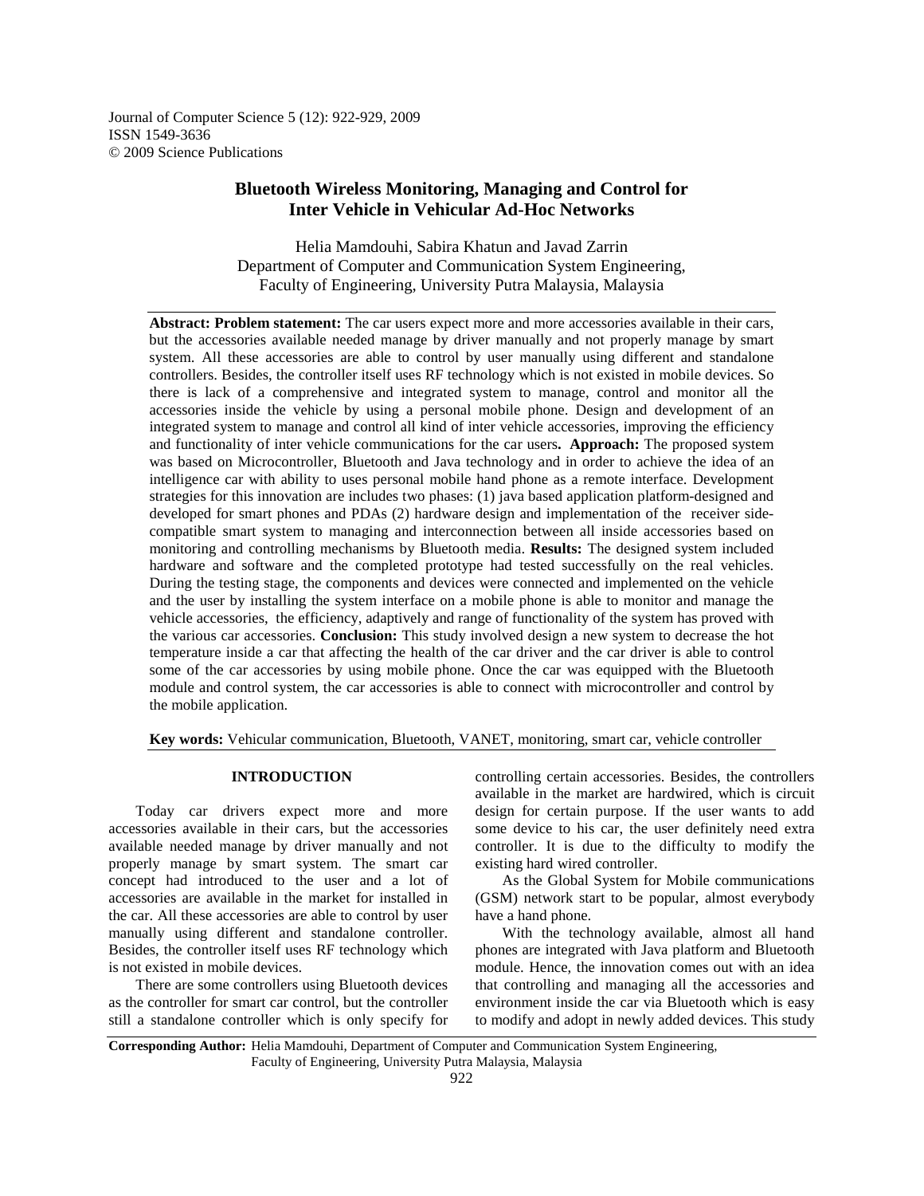Journal of Computer Science 5 (12): 922-929, 2009
ISSN 1549-3636
© 2009 Science Publications

# Bluetooth Wireless Monitoring, Managing and Control for Inter Vehicle in Vehicular Ad-Hoc Networks

Helia Mamdouhi, Sabira Khatun and Javad Zarrin
Department of Computer and Communication System Engineering,
Faculty of Engineering, University Putra Malaysia, Malaysia

**Abstract: Problem statement:** The car users expect more and more accessories available in their cars, but the accessories available needed manage by driver manually and not properly manage by smart system. All these accessories are able to control by user manually using different and standalone controllers. Besides, the controller itself uses RF technology which is not existed in mobile devices. So there is lack of a comprehensive and integrated system to manage, control and monitor all the accessories inside the vehicle by using a personal mobile phone. Design and development of an integrated system to manage and control all kind of inter vehicle accessories, improving the efficiency and functionality of inter vehicle communications for the car users**. Approach:** The proposed system was based on Microcontroller, Bluetooth and Java technology and in order to achieve the idea of an intelligence car with ability to uses personal mobile hand phone as a remote interface. Development strategies for this innovation are includes two phases: (1) java based application platform-designed and developed for smart phones and PDAs (2) hardware design and implementation of the receiver side-compatible smart system to managing and interconnection between all inside accessories based on monitoring and controlling mechanisms by Bluetooth media. **Results:** The designed system included hardware and software and the completed prototype had tested successfully on the real vehicles. During the testing stage, the components and devices were connected and implemented on the vehicle and the user by installing the system interface on a mobile phone is able to monitor and manage the vehicle accessories, the efficiency, adaptively and range of functionality of the system has proved with the various car accessories. **Conclusion:** This study involved design a new system to decrease the hot temperature inside a car that affecting the health of the car driver and the car driver is able to control some of the car accessories by using mobile phone. Once the car was equipped with the Bluetooth module and control system, the car accessories is able to connect with microcontroller and control by the mobile application.

**Key words:** Vehicular communication, Bluetooth, VANET, monitoring, smart car, vehicle controller

## INTRODUCTION

Today car drivers expect more and more accessories available in their cars, but the accessories available needed manage by driver manually and not properly manage by smart system. The smart car concept had introduced to the user and a lot of accessories are available in the market for installed in the car. All these accessories are able to control by user manually using different and standalone controller. Besides, the controller itself uses RF technology which is not existed in mobile devices.

There are some controllers using Bluetooth devices as the controller for smart car control, but the controller still a standalone controller which is only specify for controlling certain accessories. Besides, the controllers available in the market are hardwired, which is circuit design for certain purpose. If the user wants to add some device to his car, the user definitely need extra controller. It is due to the difficulty to modify the existing hard wired controller.

As the Global System for Mobile communications (GSM) network start to be popular, almost everybody have a hand phone.

With the technology available, almost all hand phones are integrated with Java platform and Bluetooth module. Hence, the innovation comes out with an idea that controlling and managing all the accessories and environment inside the car via Bluetooth which is easy to modify and adopt in newly added devices. This study

**Corresponding Author:** Helia Mamdouhi, Department of Computer and Communication System Engineering, Faculty of Engineering, University Putra Malaysia, Malaysia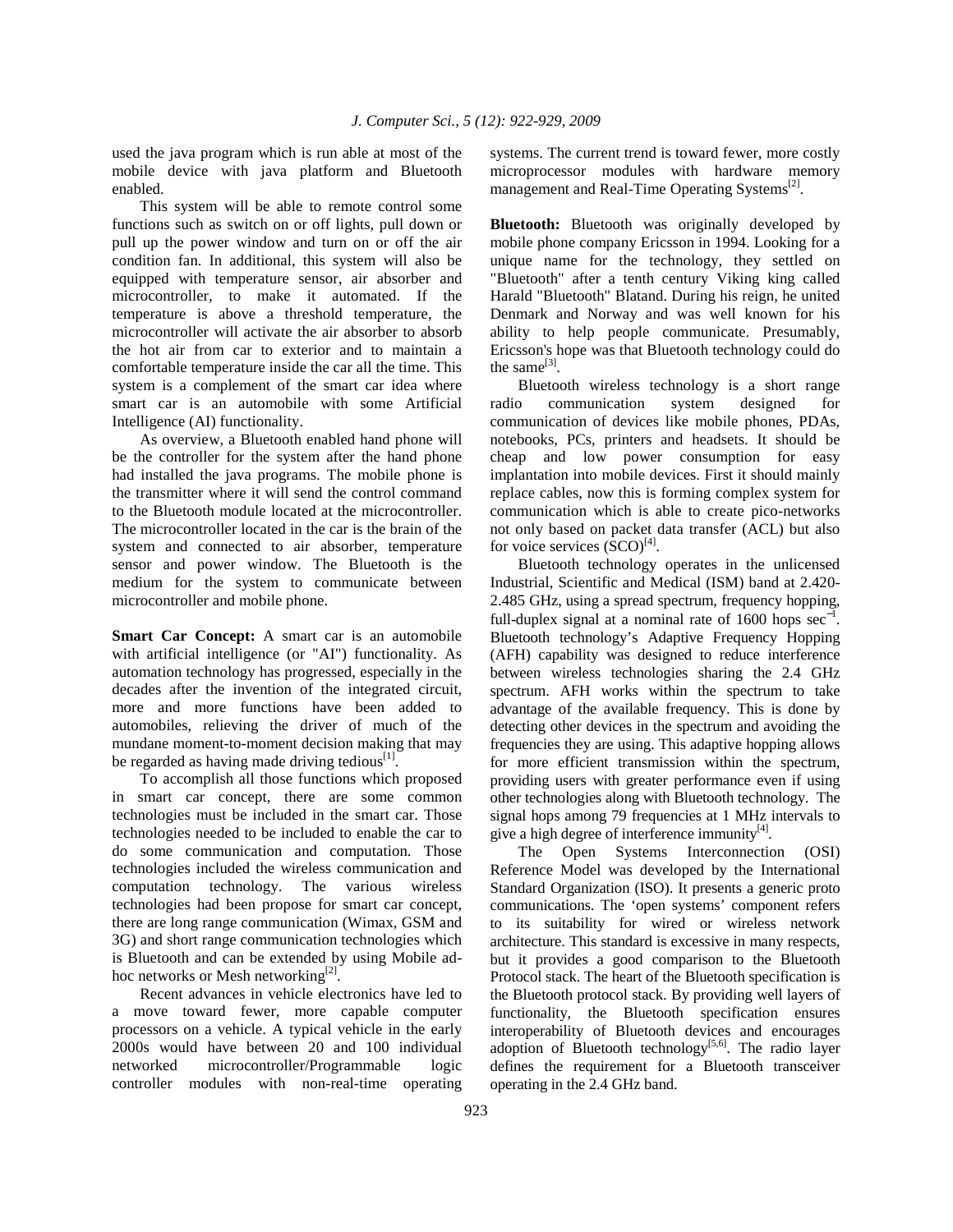used the java program which is run able at most of the mobile device with java platform and Bluetooth enabled.

This system will be able to remote control some functions such as switch on or off lights, pull down or pull up the power window and turn on or off the air condition fan. In additional, this system will also be equipped with temperature sensor, air absorber and microcontroller, to make it automated. If the temperature is above a threshold temperature, the microcontroller will activate the air absorber to absorb the hot air from car to exterior and to maintain a comfortable temperature inside the car all the time. This system is a complement of the smart car idea where smart car is an automobile with some Artificial Intelligence (AI) functionality.

As overview, a Bluetooth enabled hand phone will be the controller for the system after the hand phone had installed the java programs. The mobile phone is the transmitter where it will send the control command to the Bluetooth module located at the microcontroller. The microcontroller located in the car is the brain of the system and connected to air absorber, temperature sensor and power window. The Bluetooth is the medium for the system to communicate between microcontroller and mobile phone.

**Smart Car Concept:** A smart car is an automobile with artificial intelligence (or "AI") functionality. As automation technology has progressed, especially in the decades after the invention of the integrated circuit, more and more functions have been added to automobiles, relieving the driver of much of the mundane moment-to-moment decision making that may be regarded as having made driving tedious[1].

To accomplish all those functions which proposed in smart car concept, there are some common technologies must be included in the smart car. Those technologies needed to be included to enable the car to do some communication and computation. Those technologies included the wireless communication and computation technology. The various wireless technologies had been propose for smart car concept, there are long range communication (Wimax, GSM and 3G) and short range communication technologies which is Bluetooth and can be extended by using Mobile ad-hoc networks or Mesh networking[2].

Recent advances in vehicle electronics have led to a move toward fewer, more capable computer processors on a vehicle. A typical vehicle in the early 2000s would have between 20 and 100 individual networked microcontroller/Programmable logic controller modules with non-real-time operating systems. The current trend is toward fewer, more costly microprocessor modules with hardware memory management and Real-Time Operating Systems[2].

**Bluetooth:** Bluetooth was originally developed by mobile phone company Ericsson in 1994. Looking for a unique name for the technology, they settled on "Bluetooth" after a tenth century Viking king called Harald "Bluetooth" Blatand. During his reign, he united Denmark and Norway and was well known for his ability to help people communicate. Presumably, Ericsson's hope was that Bluetooth technology could do the same[3].

Bluetooth wireless technology is a short range radio communication system designed for communication of devices like mobile phones, PDAs, notebooks, PCs, printers and headsets. It should be cheap and low power consumption for easy implantation into mobile devices. First it should mainly replace cables, now this is forming complex system for communication which is able to create pico-networks not only based on packet data transfer (ACL) but also for voice services (SCO)[4].

Bluetooth technology operates in the unlicensed Industrial, Scientific and Medical (ISM) band at 2.420-2.485 GHz, using a spread spectrum, frequency hopping, full-duplex signal at a nominal rate of 1600 hops $\sec^{-1}$. Bluetooth technology's Adaptive Frequency Hopping (AFH) capability was designed to reduce interference between wireless technologies sharing the 2.4 GHz spectrum. AFH works within the spectrum to take advantage of the available frequency. This is done by detecting other devices in the spectrum and avoiding the frequencies they are using. This adaptive hopping allows for more efficient transmission within the spectrum, providing users with greater performance even if using other technologies along with Bluetooth technology. The signal hops among 79 frequencies at 1 MHz intervals to give a high degree of interference immunity[4].

The Open Systems Interconnection (OSI) Reference Model was developed by the International Standard Organization (ISO). It presents a generic proto communications. The 'open systems' component refers to its suitability for wired or wireless network architecture. This standard is excessive in many respects, but it provides a good comparison to the Bluetooth Protocol stack. The heart of the Bluetooth specification is the Bluetooth protocol stack. By providing well layers of functionality, the Bluetooth specification ensures interoperability of Bluetooth devices and encourages adoption of Bluetooth technology[5,6]. The radio layer defines the requirement for a Bluetooth transceiver operating in the 2.4 GHz band.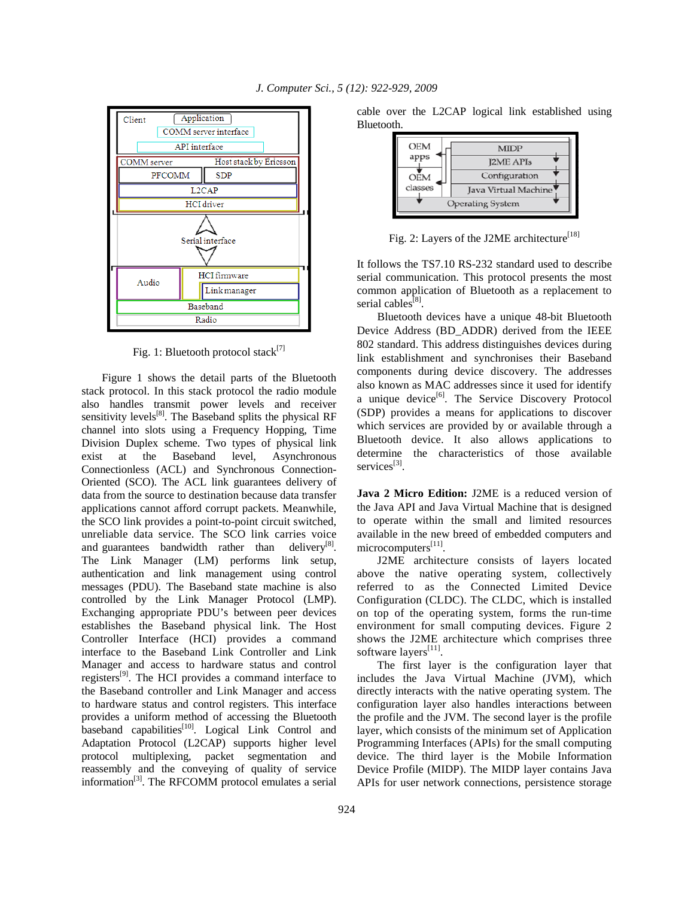Fig. 1: Bluetooth protocol stack[7]

Figure 1 shows the detail parts of the Bluetooth stack protocol. In this stack protocol the radio module also handles transmit power levels and receiver sensitivity levels[8]. The Baseband splits the physical RF channel into slots using a Frequency Hopping, Time Division Duplex scheme. Two types of physical link exist at the Baseband level, Asynchronous Connectionless (ACL) and Synchronous Connection-Oriented (SCO). The ACL link guarantees delivery of data from the source to destination because data transfer applications cannot afford corrupt packets. Meanwhile, the SCO link provides a point-to-point circuit switched, unreliable data service. The SCO link carries voice and guarantees bandwidth rather than delivery[8]. The Link Manager (LM) performs link setup, authentication and link management using control messages (PDU). The Baseband state machine is also controlled by the Link Manager Protocol (LMP). Exchanging appropriate PDU's between peer devices establishes the Baseband physical link. The Host Controller Interface (HCI) provides a command interface to the Baseband Link Controller and Link Manager and access to hardware status and control registers[9]. The HCI provides a command interface to the Baseband controller and Link Manager and access to hardware status and control registers. This interface provides a uniform method of accessing the Bluetooth baseband capabilities[10]. Logical Link Control and Adaptation Protocol (L2CAP) supports higher level protocol multiplexing, packet segmentation and reassembly and the conveying of quality of service information[3]. The RFCOMM protocol emulates a serial cable over the L2CAP logical link established using Bluetooth.

Fig. 2: Layers of the J2ME architecture[18]

It follows the TS7.10 RS-232 standard used to describe serial communication. This protocol presents the most common application of Bluetooth as a replacement to serial cables[8].

Bluetooth devices have a unique 48-bit Bluetooth Device Address (BD_ADDR) derived from the IEEE 802 standard. This address distinguishes devices during link establishment and synchronises their Baseband components during device discovery. The addresses also known as MAC addresses since it used for identify a unique device[6]. The Service Discovery Protocol (SDP) provides a means for applications to discover which services are provided by or available through a Bluetooth device. It also allows applications to determine the characteristics of those available services[3].

**Java 2 Micro Edition:** J2ME is a reduced version of the Java API and Java Virtual Machine that is designed to operate within the small and limited resources available in the new breed of embedded computers and microcomputers[11].

J2ME architecture consists of layers located above the native operating system, collectively referred to as the Connected Limited Device Configuration (CLDC). The CLDC, which is installed on top of the operating system, forms the run-time environment for small computing devices. Figure 2 shows the J2ME architecture which comprises three software layers[11].

The first layer is the configuration layer that includes the Java Virtual Machine (JVM), which directly interacts with the native operating system. The configuration layer also handles interactions between the profile and the JVM. The second layer is the profile layer, which consists of the minimum set of Application Programming Interfaces (APIs) for the small computing device. The third layer is the Mobile Information Device Profile (MIDP). The MIDP layer contains Java APIs for user network connections, persistence storage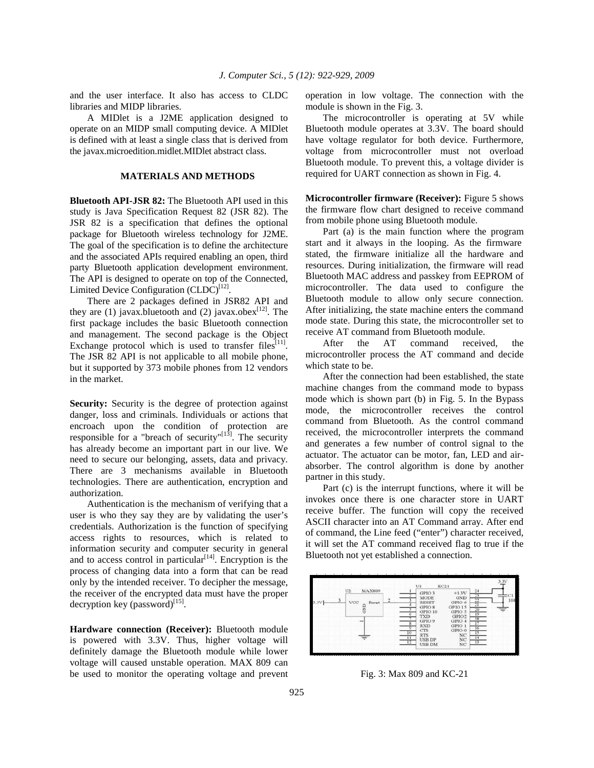and the user interface. It also has access to CLDC libraries and MIDP libraries.

A MIDlet is a J2ME application designed to operate on an MIDP small computing device. A MIDlet is defined with at least a single class that is derived from the javax.microedition.midlet.MIDlet abstract class.

## MATERIALS AND METHODS

**Bluetooth API-JSR 82:** The Bluetooth API used in this study is Java Specification Request 82 (JSR 82). The JSR 82 is a specification that defines the optional package for Bluetooth wireless technology for J2ME. The goal of the specification is to define the architecture and the associated APIs required enabling an open, third party Bluetooth application development environment. The API is designed to operate on top of the Connected, Limited Device Configuration (CLDC)[12].

There are 2 packages defined in JSR82 API and they are (1) javax.bluetooth and (2) javax.obex[12]. The first package includes the basic Bluetooth connection and management. The second package is the Object Exchange protocol which is used to transfer files[11]. The JSR 82 API is not applicable to all mobile phone, but it supported by 373 mobile phones from 12 vendors in the market.

**Security:** Security is the degree of protection against danger, loss and criminals. Individuals or actions that encroach upon the condition of protection are responsible for a "breach of security"[13]. The security has already become an important part in our live. We need to secure our belonging, assets, data and privacy. There are 3 mechanisms available in Bluetooth technologies. There are authentication, encryption and authorization.

Authentication is the mechanism of verifying that a user is who they say they are by validating the user's credentials. Authorization is the function of specifying access rights to resources, which is related to information security and computer security in general and to access control in particular[14]. Encryption is the process of changing data into a form that can be read only by the intended receiver. To decipher the message, the receiver of the encrypted data must have the proper decryption key (password)[15].

**Hardware connection (Receiver):** Bluetooth module is powered with 3.3V. Thus, higher voltage will definitely damage the Bluetooth module while lower voltage will caused unstable operation. MAX 809 can be used to monitor the operating voltage and prevent operation in low voltage. The connection with the module is shown in the Fig. 3.

The microcontroller is operating at 5V while Bluetooth module operates at 3.3V. The board should have voltage regulator for both device. Furthermore, voltage from microcontroller must not overload Bluetooth module. To prevent this, a voltage divider is required for UART connection as shown in Fig. 4.

**Microcontroller firmware (Receiver):** Figure 5 shows the firmware flow chart designed to receive command from mobile phone using Bluetooth module.

Part (a) is the main function where the program start and it always in the looping. As the firmware stated, the firmware initialize all the hardware and resources. During initialization, the firmware will read Bluetooth MAC address and passkey from EEPROM of microcontroller. The data used to configure the Bluetooth module to allow only secure connection. After initializing, the state machine enters the command mode state. During this state, the microcontroller set to receive AT command from Bluetooth module.

After the AT command received, the microcontroller process the AT command and decide which state to be.

After the connection had been established, the state machine changes from the command mode to bypass mode which is shown part (b) in Fig. 5. In the Bypass mode, the microcontroller receives the control command from Bluetooth. As the control command received, the microcontroller interprets the command and generates a few number of control signal to the actuator. The actuator can be motor, fan, LED and air-absorber. The control algorithm is done by another partner in this study.

Part (c) is the interrupt functions, where it will be invokes once there is one character store in UART receive buffer. The function will copy the received ASCII character into an AT Command array. After end of command, the Line feed ("enter") character received, it will set the AT command received flag to true if the Bluetooth not yet established a connection.

Fig. 3: Max 809 and KC-21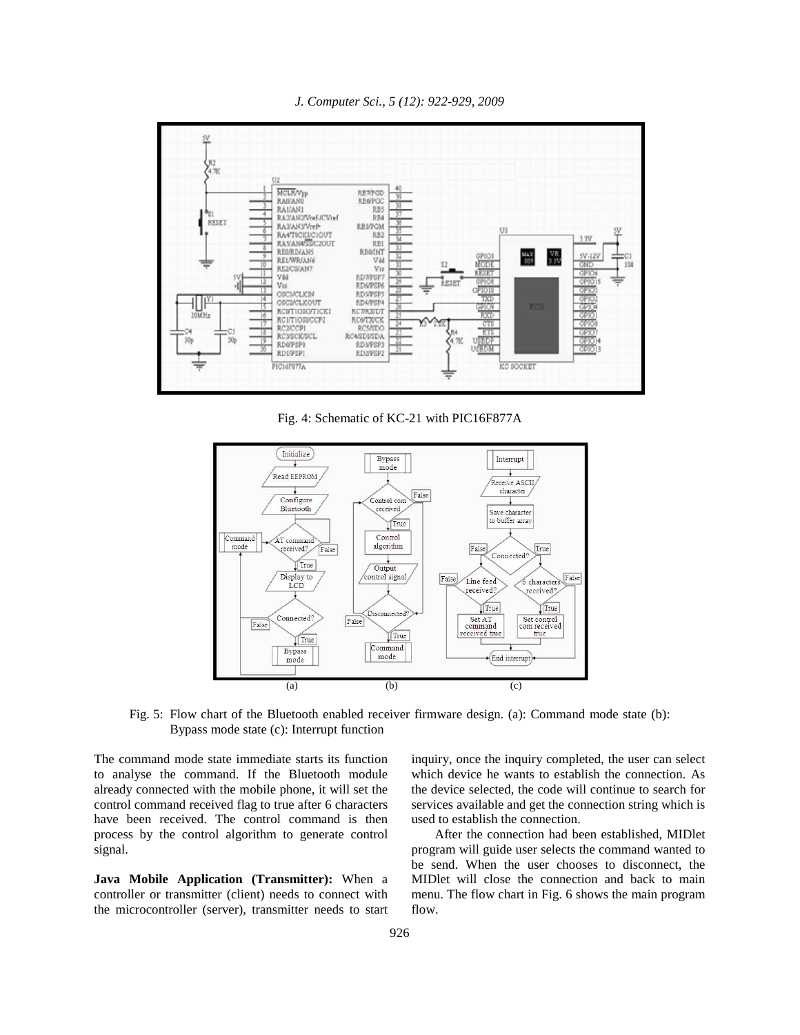Fig. 4: Schematic of KC-21 with PIC16F877A

Fig. 5: Flow chart of the Bluetooth enabled receiver firmware design. (a): Command mode state (b): Bypass mode state (c): Interrupt function

The command mode state immediate starts its function to analyse the command. If the Bluetooth module already connected with the mobile phone, it will set the control command received flag to true after 6 characters have been received. The control command is then process by the control algorithm to generate control signal.

**Java Mobile Application (Transmitter):** When a controller or transmitter (client) needs to connect with the microcontroller (server), transmitter needs to start inquiry, once the inquiry completed, the user can select which device he wants to establish the connection. As the device selected, the code will continue to search for services available and get the connection string which is used to establish the connection.

After the connection had been established, MIDlet program will guide user selects the command wanted to be send. When the user chooses to disconnect, the MIDlet will close the connection and back to main menu. The flow chart in Fig. 6 shows the main program flow.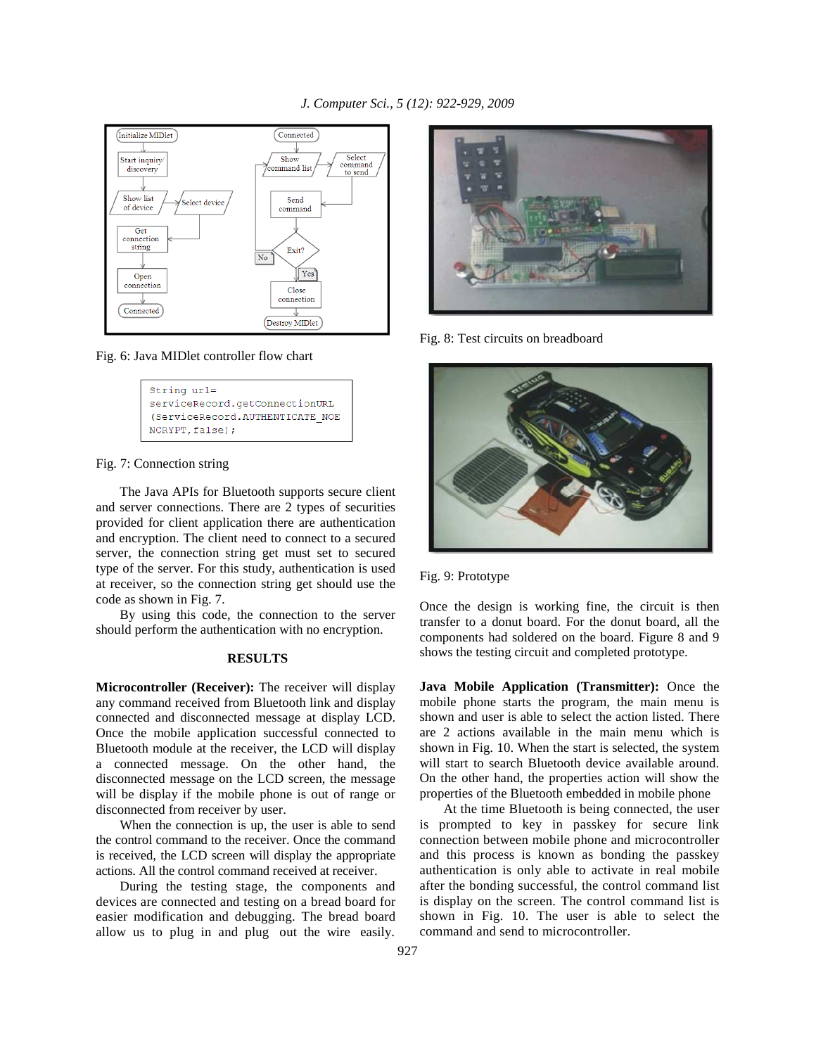Fig. 6: Java MIDlet controller flow chart

```
String url=
serviceRecord.getConnectionURL
(ServiceRecord.AUTHENTICATE_NOE
NCRYPT,false);
```

Fig. 7: Connection string

The Java APIs for Bluetooth supports secure client and server connections. There are 2 types of securities provided for client application there are authentication and encryption. The client need to connect to a secured server, the connection string get must set to secured type of the server. For this study, authentication is used at receiver, so the connection string get should use the code as shown in Fig. 7.

By using this code, the connection to the server should perform the authentication with no encryption.

## RESULTS

**Microcontroller (Receiver):** The receiver will display any command received from Bluetooth link and display connected and disconnected message at display LCD. Once the mobile application successful connected to Bluetooth module at the receiver, the LCD will display a connected message. On the other hand, the disconnected message on the LCD screen, the message will be display if the mobile phone is out of range or disconnected from receiver by user.

When the connection is up, the user is able to send the control command to the receiver. Once the command is received, the LCD screen will display the appropriate actions. All the control command received at receiver.

During the testing stage, the components and devices are connected and testing on a bread board for easier modification and debugging. The bread board allow us to plug in and plug out the wire easily.

Fig. 8: Test circuits on breadboard

Fig. 9: Prototype

Once the design is working fine, the circuit is then transfer to a donut board. For the donut board, all the components had soldered on the board. Figure 8 and 9 shows the testing circuit and completed prototype.

**Java Mobile Application (Transmitter):** Once the mobile phone starts the program, the main menu is shown and user is able to select the action listed. There are 2 actions available in the main menu which is shown in Fig. 10. When the start is selected, the system will start to search Bluetooth device available around. On the other hand, the properties action will show the properties of the Bluetooth embedded in mobile phone

At the time Bluetooth is being connected, the user is prompted to key in passkey for secure link connection between mobile phone and microcontroller and this process is known as bonding the passkey authentication is only able to activate in real mobile after the bonding successful, the control command list is display on the screen. The control command list is shown in Fig. 10. The user is able to select the command and send to microcontroller.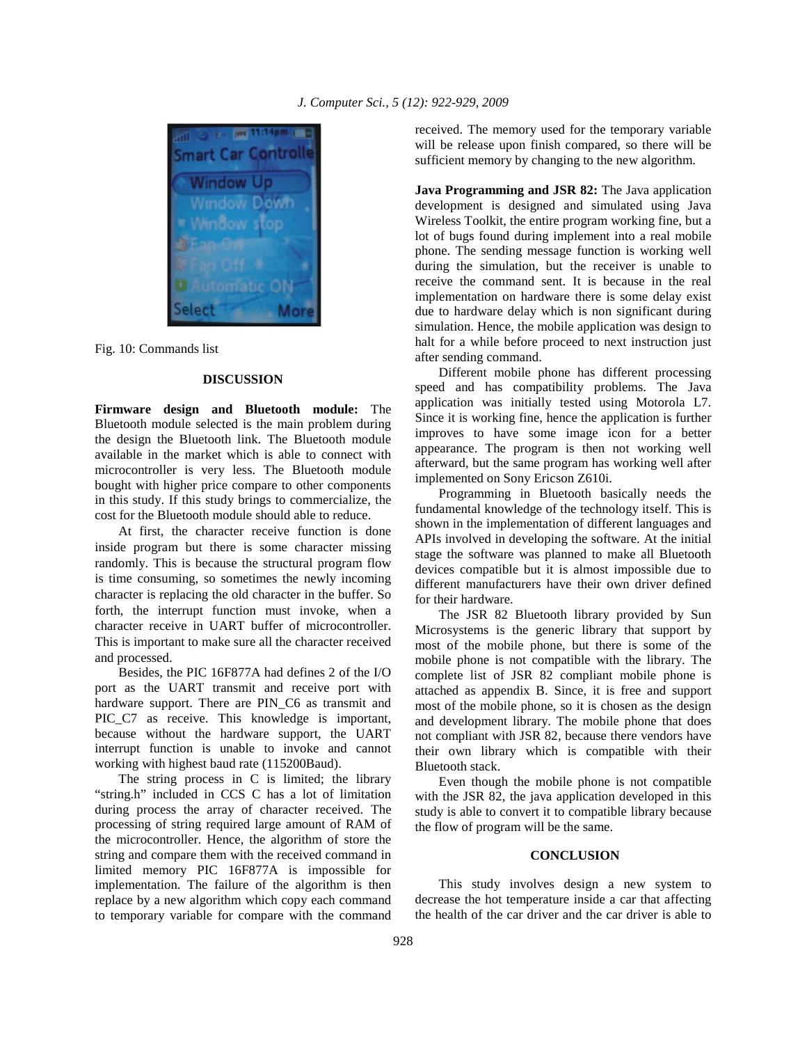Fig. 10: Commands list

## DISCUSSION

**Firmware design and Bluetooth module:** The Bluetooth module selected is the main problem during the design the Bluetooth link. The Bluetooth module available in the market which is able to connect with microcontroller is very less. The Bluetooth module bought with higher price compare to other components in this study. If this study brings to commercialize, the cost for the Bluetooth module should able to reduce.

At first, the character receive function is done inside program but there is some character missing randomly. This is because the structural program flow is time consuming, so sometimes the newly incoming character is replacing the old character in the buffer. So forth, the interrupt function must invoke, when a character receive in UART buffer of microcontroller. This is important to make sure all the character received and processed.

Besides, the PIC 16F877A had defines 2 of the I/O port as the UART transmit and receive port with hardware support. There are PIN_C6 as transmit and PIC_C7 as receive. This knowledge is important, because without the hardware support, the UART interrupt function is unable to invoke and cannot working with highest baud rate (115200Baud).

The string process in C is limited; the library "string.h" included in CCS C has a lot of limitation during process the array of character received. The processing of string required large amount of RAM of the microcontroller. Hence, the algorithm of store the string and compare them with the received command in limited memory PIC 16F877A is impossible for implementation. The failure of the algorithm is then replace by a new algorithm which copy each command to temporary variable for compare with the command received. The memory used for the temporary variable will be release upon finish compared, so there will be sufficient memory by changing to the new algorithm.

**Java Programming and JSR 82:** The Java application development is designed and simulated using Java Wireless Toolkit, the entire program working fine, but a lot of bugs found during implement into a real mobile phone. The sending message function is working well during the simulation, but the receiver is unable to receive the command sent. It is because in the real implementation on hardware there is some delay exist due to hardware delay which is non significant during simulation. Hence, the mobile application was design to halt for a while before proceed to next instruction just after sending command.

Different mobile phone has different processing speed and has compatibility problems. The Java application was initially tested using Motorola L7. Since it is working fine, hence the application is further improves to have some image icon for a better appearance. The program is then not working well afterward, but the same program has working well after implemented on Sony Ericson Z610i.

Programming in Bluetooth basically needs the fundamental knowledge of the technology itself. This is shown in the implementation of different languages and APIs involved in developing the software. At the initial stage the software was planned to make all Bluetooth devices compatible but it is almost impossible due to different manufacturers have their own driver defined for their hardware.

The JSR 82 Bluetooth library provided by Sun Microsystems is the generic library that support by most of the mobile phone, but there is some of the mobile phone is not compatible with the library. The complete list of JSR 82 compliant mobile phone is attached as appendix B. Since, it is free and support most of the mobile phone, so it is chosen as the design and development library. The mobile phone that does not compliant with JSR 82, because there vendors have their own library which is compatible with their Bluetooth stack.

Even though the mobile phone is not compatible with the JSR 82, the java application developed in this study is able to convert it to compatible library because the flow of program will be the same.

## CONCLUSION

This study involves design a new system to decrease the hot temperature inside a car that affecting the health of the car driver and the car driver is able to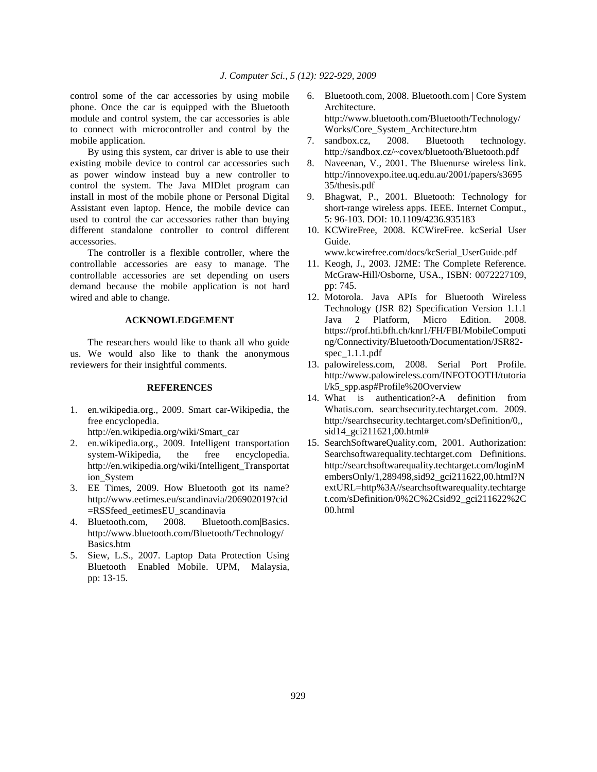control some of the car accessories by using mobile phone. Once the car is equipped with the Bluetooth module and control system, the car accessories is able to connect with microcontroller and control by the mobile application.

By using this system, car driver is able to use their existing mobile device to control car accessories such as power window instead buy a new controller to control the system. The Java MIDlet program can install in most of the mobile phone or Personal Digital Assistant even laptop. Hence, the mobile device can used to control the car accessories rather than buying different standalone controller to control different accessories.

The controller is a flexible controller, where the controllable accessories are easy to manage. The controllable accessories are set depending on users demand because the mobile application is not hard wired and able to change.

## ACKNOWLEDGEMENT

The researchers would like to thank all who guide us. We would also like to thank the anonymous reviewers for their insightful comments.

## REFERENCES

1. en.wikipedia.org., 2009. Smart car-Wikipedia, the free encyclopedia. http://en.wikipedia.org/wiki/Smart_car
2. en.wikipedia.org., 2009. Intelligent transportation system-Wikipedia, the free encyclopedia. http://en.wikipedia.org/wiki/Intelligent_Transportation_System
3. EE Times, 2009. How Bluetooth got its name? http://www.eetimes.eu/scandinavia/206902019?cid=RSSfeed_eetimesEU_scandinavia
4. Bluetooth.com, 2008. Bluetooth.com|Basics. http://www.bluetooth.com/Bluetooth/Technology/Basics.htm
5. Siew, L.S., 2007. Laptop Data Protection Using Bluetooth Enabled Mobile. UPM, Malaysia, pp: 13-15.
6. Bluetooth.com, 2008. Bluetooth.com | Core System Architecture. http://www.bluetooth.com/Bluetooth/Technology/Works/Core_System_Architecture.htm
7. sandbox.cz, 2008. Bluetooth technology. http://sandbox.cz/~covex/bluetooth/Bluetooth.pdf
8. Naveenan, V., 2001. The Bluenurse wireless link. http://innovexpo.itee.uq.edu.au/2001/papers/s369535/thesis.pdf
9. Bhagwat, P., 2001. Bluetooth: Technology for short-range wireless apps. IEEE. Internet Comput., 5: 96-103. DOI: 10.1109/4236.935183
10. KCWireFree, 2008. KCWireFree. kcSerial User Guide. www.kcwirefree.com/docs/kcSerial_UserGuide.pdf
11. Keogh, J., 2003. J2ME: The Complete Reference. McGraw-Hill/Osborne, USA., ISBN: 0072227109, pp: 745.
12. Motorola. Java APIs for Bluetooth Wireless Technology (JSR 82) Specification Version 1.1.1 Java 2 Platform, Micro Edition. 2008. https://prof.hti.bfh.ch/knr1/FH/FBI/MobileComputing/Connectivity/Bluetooth/Documentation/JSR82-spec_1.1.1.pdf
13. palowireless.com, 2008. Serial Port Profile. http://www.palowireless.com/INFOTOOTH/tutorial/k5_spp.asp#Profile%20Overview
14. What is authentication?-A definition from Whatis.com. searchsecurity.techtarget.com. 2009. http://searchsecurity.techtarget.com/sDefinition/0,,sid14_gci211621,00.html#
15. SearchSoftwareQuality.com, 2001. Authorization: Searchsoftwarequality.techtarget.com Definitions. http://searchsoftwarequality.techtarget.com/loginMembersOnly/1,289498,sid92_gci211622,00.html?NextURL=http%3A//searchsoftwarequality.techtarget.com/sDefinition/0%2C%2Csid92_gci211622%2C00.html